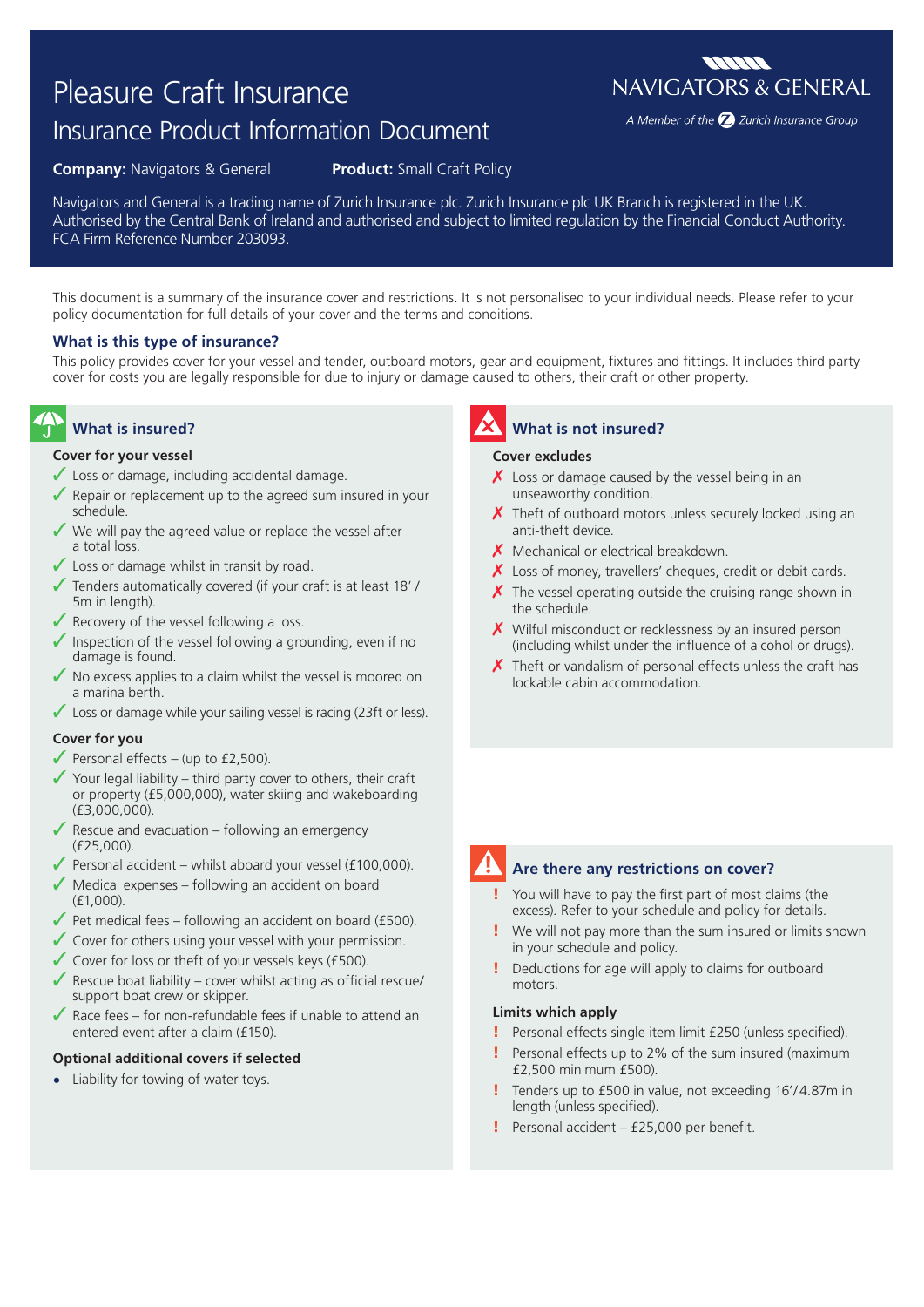# Pleasure Craft Insurance

## Insurance Product Information Document

NAVIGATORS & GENERAL

*A Member of the Zurich Insurance Group*

**Company:** Navigators & General **Product:** Small Craft Policy

Navigators and General is a trading name of Zurich Insurance plc. Zurich Insurance plc UK Branch is registered in the UK. Authorised by the Central Bank of Ireland and authorised and subject to limited regulation by the Financial Conduct Authority. FCA Firm Reference Number 203093.

This document is a summary of the insurance cover and restrictions. It is not personalised to your individual needs. Please refer to your policy documentation for full details of your cover and the terms and conditions.

### What is this type of insurance?

This policy provides cover for your vessel and tender, outboard motors, gear and equipment, fixtures and fittings. It includes third party cover for costs you are legally responsible for due to injury or damage caused to others, their craft or other property.

### What is insured?

**Cover for your vessel**

- ✓ Loss or damage, including accidental damage.
- ✓ Repair or replacement up to the agreed sum insured in your schedule.
- ✓ We will pay the agreed value or replace the vessel after a total loss.
- ✓ Loss or damage whilst in transit by road.
- ✓ Tenders automatically covered (if your craft is at least 18' / 5m in length).
- ✓ Recovery of the vessel following a loss.
- ✓ Inspection of the vessel following a grounding, even if no damage is found.
- ✓ No excess applies to a claim whilst the vessel is moored on a marina berth.
- ✓ Loss or damage while your sailing vessel is racing (23ft or less).

**Cover for you**

- ✓ Personal effects – (up to £2,500).
- ✓ Your legal liability – third party cover to others, their craft or property (£5,000,000), water skiing and wakeboarding (£3,000,000).
- ✓ Rescue and evacuation – following an emergency (£25,000).
- ✓ Personal accident – whilst aboard your vessel (£100,000).
- ✓ Medical expenses – following an accident on board (£1,000).
- ✓ Pet medical fees – following an accident on board (£500).
- ✓ Cover for others using your vessel with your permission.
- ✓ Cover for loss or theft of your vessels keys (£500).
- ✓ Rescue boat liability – cover whilst acting as official rescue/ support boat crew or skipper.
- ✓ Race fees – for non-refundable fees if unable to attend an entered event after a claim (£150).

**Optional additional covers if selected**

- Liability for towing of water toys.

### What is not insured?

**Cover excludes**

- ✗ Loss or damage caused by the vessel being in an unseaworthy condition.
- ✗ Theft of outboard motors unless securely locked using an anti-theft device.
- ✗ Mechanical or electrical breakdown.
- ✗ Loss of money, travellers' cheques, credit or debit cards.
- ✗ The vessel operating outside the cruising range shown in the schedule.
- ✗ Wilful misconduct or recklessness by an insured person (including whilst under the influence of alcohol or drugs).
- ✗ Theft or vandalism of personal effects unless the craft has lockable cabin accommodation.

### Are there any restrictions on cover?

- ! You will have to pay the first part of most claims (the excess). Refer to your schedule and policy for details.
- ! We will not pay more than the sum insured or limits shown in your schedule and policy.
- ! Deductions for age will apply to claims for outboard motors.

**Limits which apply**

- ! Personal effects single item limit £250 (unless specified).
- ! Personal effects up to 2% of the sum insured (maximum £2,500 minimum £500).
- ! Tenders up to £500 in value, not exceeding 16'/4.87m in length (unless specified).
- ! Personal accident – £25,000 per benefit.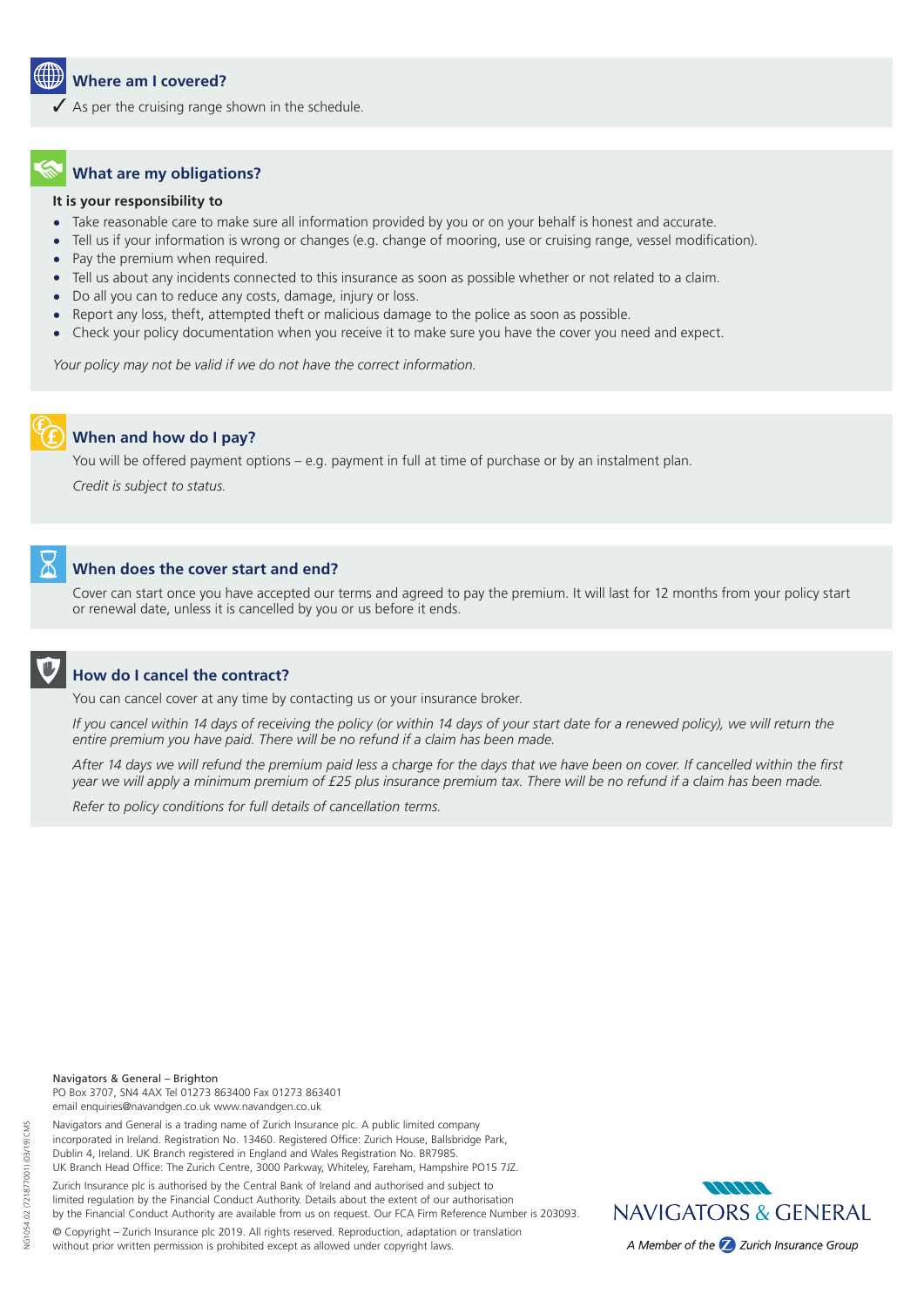## Where am I covered?

✓ As per the cruising range shown in the schedule.

## What are my obligations?

**It is your responsibility to**

- Take reasonable care to make sure all information provided by you or on your behalf is honest and accurate.
- Tell us if your information is wrong or changes (e.g. change of mooring, use or cruising range, vessel modification).
- Pay the premium when required.
- Tell us about any incidents connected to this insurance as soon as possible whether or not related to a claim.
- Do all you can to reduce any costs, damage, injury or loss.
- Report any loss, theft, attempted theft or malicious damage to the police as soon as possible.
- Check your policy documentation when you receive it to make sure you have the cover you need and expect.

*Your policy may not be valid if we do not have the correct information.*

## When and how do I pay?

You will be offered payment options – e.g. payment in full at time of purchase or by an instalment plan.

*Credit is subject to status.*

## When does the cover start and end?

Cover can start once you have accepted our terms and agreed to pay the premium. It will last for 12 months from your policy start or renewal date, unless it is cancelled by you or us before it ends.

## How do I cancel the contract?

You can cancel cover at any time by contacting us or your insurance broker.

*If you cancel within 14 days of receiving the policy (or within 14 days of your start date for a renewed policy), we will return the entire premium you have paid. There will be no refund if a claim has been made.*

*After 14 days we will refund the premium paid less a charge for the days that we have been on cover. If cancelled within the first year we will apply a minimum premium of £25 plus insurance premium tax. There will be no refund if a claim has been made.*

*Refer to policy conditions for full details of cancellation terms.*

Navigators & General – Brighton
PO Box 3707, SN4 4AX Tel 01273 863400 Fax 01273 863401
email enquiries@navandgen.co.uk www.navandgen.co.uk

Navigators and General is a trading name of Zurich Insurance plc. A public limited company incorporated in Ireland. Registration No. 13460. Registered Office: Zurich House, Ballsbridge Park, Dublin 4, Ireland. UK Branch registered in England and Wales Registration No. BR7985. UK Branch Head Office: The Zurich Centre, 3000 Parkway, Whiteley, Fareham, Hampshire PO15 7JZ.

Zurich Insurance plc is authorised by the Central Bank of Ireland and authorised and subject to limited regulation by the Financial Conduct Authority. Details about the extent of our authorisation by the Financial Conduct Authority are available from us on request. Our FCA Firm Reference Number is 203093.

© Copyright – Zurich Insurance plc 2019. All rights reserved. Reproduction, adaptation or translation without prior written permission is prohibited except as allowed under copyright laws.

NAVIGATORS & GENERAL
*A Member of the Zurich Insurance Group*

NG1054.02 (721877001) (03/19) CMS